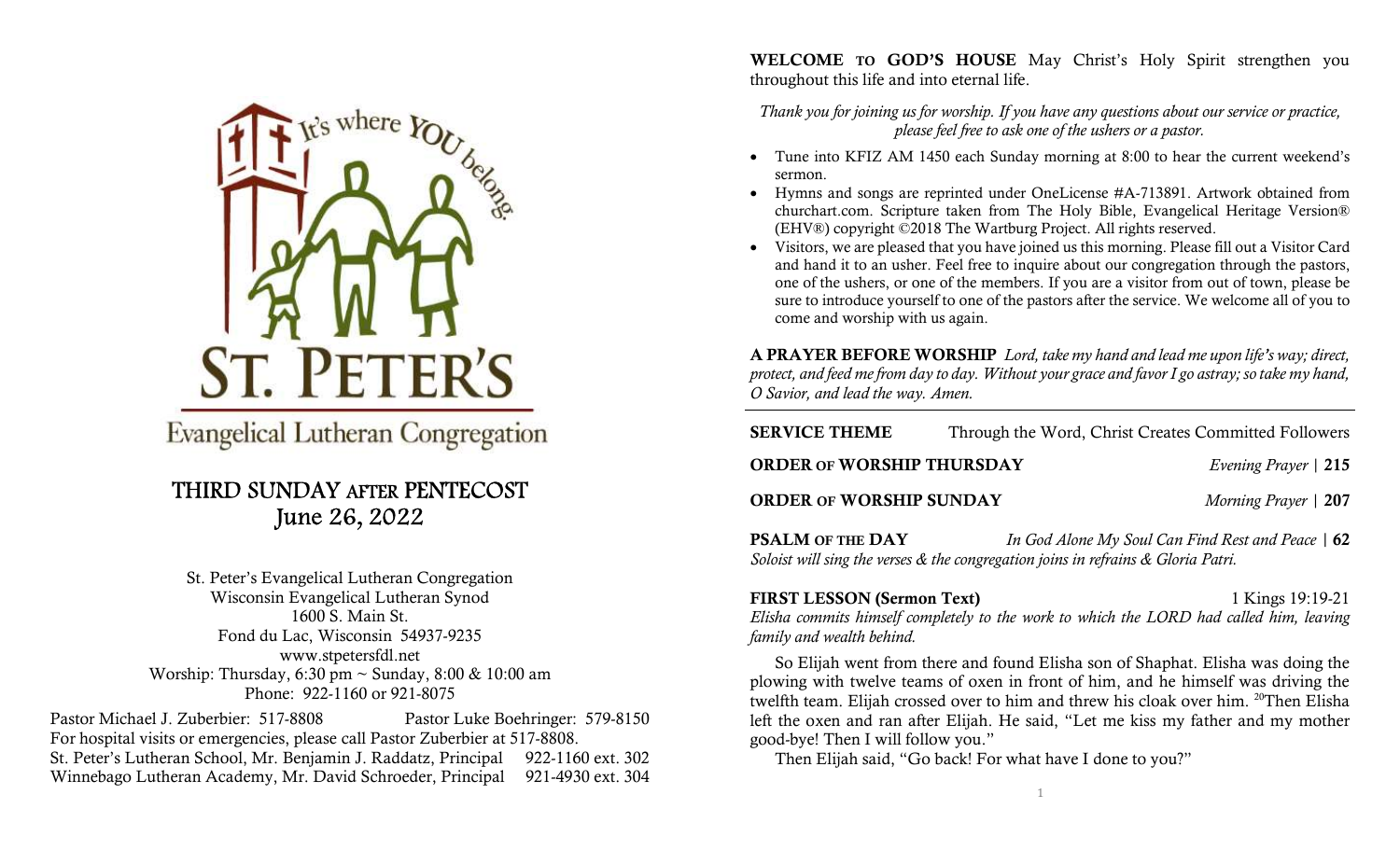It's where YOU belong.

# ST. PETER'S

Evangelical Lutheran Congregation

## THIRD SUNDAY AFTER PENTECOST
## June 26, 2022

St. Peter's Evangelical Lutheran Congregation
Wisconsin Evangelical Lutheran Synod
1600 S. Main St.
Fond du Lac, Wisconsin 54937-9235
www.stpetersfdl.net
Worship: Thursday, 6:30 pm ~ Sunday, 8:00 & 10:00 am
Phone: 922-1160 or 921-8075

Pastor Michael J. Zuberbier: 517-8808 Pastor Luke Boehringer: 579-8150
For hospital visits or emergencies, please call Pastor Zuberbier at 517-8808.
St. Peter's Lutheran School, Mr. Benjamin J. Raddatz, Principal 922-1160 ext. 302
Winnebago Lutheran Academy, Mr. David Schroeder, Principal 921-4930 ext. 304

**WELCOME TO GOD'S HOUSE** May Christ's Holy Spirit strengthen you throughout this life and into eternal life.

*Thank you for joining us for worship. If you have any questions about our service or practice, please feel free to ask one of the ushers or a pastor.*

- Tune into KFIZ AM 1450 each Sunday morning at 8:00 to hear the current weekend's sermon.
- Hymns and songs are reprinted under OneLicense #A-713891. Artwork obtained from churchart.com. Scripture taken from The Holy Bible, Evangelical Heritage Version® (EHV®) copyright ©2018 The Wartburg Project. All rights reserved.
- Visitors, we are pleased that you have joined us this morning. Please fill out a Visitor Card and hand it to an usher. Feel free to inquire about our congregation through the pastors, one of the ushers, or one of the members. If you are a visitor from out of town, please be sure to introduce yourself to one of the pastors after the service. We welcome all of you to come and worship with us again.

**A PRAYER BEFORE WORSHIP** *Lord, take my hand and lead me upon life's way; direct, protect, and feed me from day to day. Without your grace and favor I go astray; so take my hand, O Savior, and lead the way. Amen.*

---

**SERVICE THEME** Through the Word, Christ Creates Committed Followers

**ORDER OF WORSHIP THURSDAY** *Evening Prayer* | **215**

**ORDER OF WORSHIP SUNDAY** *Morning Prayer* | **207**

**PSALM OF THE DAY** *In God Alone My Soul Can Find Rest and Peace* | **62**
*Soloist will sing the verses & the congregation joins in refrains & Gloria Patri.*

**FIRST LESSON (Sermon Text)** 1 Kings 19:19-21
*Elisha commits himself completely to the work to which the LORD had called him, leaving family and wealth behind.*

So Elijah went from there and found Elisha son of Shaphat. Elisha was doing the plowing with twelve teams of oxen in front of him, and he himself was driving the twelfth team. Elijah crossed over to him and threw his cloak over him. [20]Then Elisha left the oxen and ran after Elijah. He said, "Let me kiss my father and my mother good-bye! Then I will follow you."

Then Elijah said, "Go back! For what have I done to you?"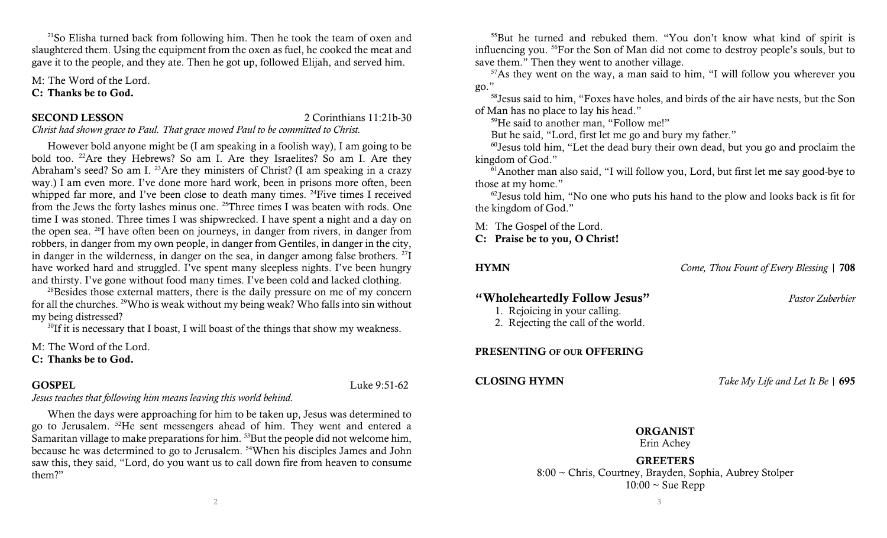[21]So Elisha turned back from following him. Then he took the team of oxen and slaughtered them. Using the equipment from the oxen as fuel, he cooked the meat and gave it to the people, and they ate. Then he got up, followed Elijah, and served him.

M: The Word of the Lord.
**C: Thanks be to God.**

**SECOND LESSON** 2 Corinthians 11:21b-30

*Christ had shown grace to Paul. That grace moved Paul to be committed to Christ.*

However bold anyone might be (I am speaking in a foolish way), I am going to be bold too. [22]Are they Hebrews? So am I. Are they Israelites? So am I. Are they Abraham's seed? So am I. [23]Are they ministers of Christ? (I am speaking in a crazy way.) I am even more. I've done more hard work, been in prisons more often, been whipped far more, and I've been close to death many times. [24]Five times I received from the Jews the forty lashes minus one. [25]Three times I was beaten with rods. One time I was stoned. Three times I was shipwrecked. I have spent a night and a day on the open sea. [26]I have often been on journeys, in danger from rivers, in danger from robbers, in danger from my own people, in danger from Gentiles, in danger in the city, in danger in the wilderness, in danger on the sea, in danger among false brothers. [27]I have worked hard and struggled. I've spent many sleepless nights. I've been hungry and thirsty. I've gone without food many times. I've been cold and lacked clothing.

[28]Besides those external matters, there is the daily pressure on me of my concern for all the churches. [29]Who is weak without my being weak? Who falls into sin without my being distressed?

[30]If it is necessary that I boast, I will boast of the things that show my weakness.

M: The Word of the Lord.
**C: Thanks be to God.**

**GOSPEL** Luke 9:51-62

*Jesus teaches that following him means leaving this world behind.*

When the days were approaching for him to be taken up, Jesus was determined to go to Jerusalem. [52]He sent messengers ahead of him. They went and entered a Samaritan village to make preparations for him. [53]But the people did not welcome him, because he was determined to go to Jerusalem. [54]When his disciples James and John saw this, they said, "Lord, do you want us to call down fire from heaven to consume them?"

[55]But he turned and rebuked them. "You don't know what kind of spirit is influencing you. [56]For the Son of Man did not come to destroy people's souls, but to save them." Then they went to another village.

[57]As they went on the way, a man said to him, "I will follow you wherever you go."

[58]Jesus said to him, "Foxes have holes, and birds of the air have nests, but the Son of Man has no place to lay his head."

[59]He said to another man, "Follow me!"

But he said, "Lord, first let me go and bury my father."

[60]Jesus told him, "Let the dead bury their own dead, but you go and proclaim the kingdom of God."

[61]Another man also said, "I will follow you, Lord, but first let me say good-bye to those at my home."

[62]Jesus told him, "No one who puts his hand to the plow and looks back is fit for the kingdom of God."

M: The Gospel of the Lord.
**C: Praise be to you, O Christ!**

**HYMN** *Come, Thou Fount of Every Blessing* | **708**

**"Wholeheartedly Follow Jesus"** *Pastor Zuberbier*

1. Rejoicing in your calling.
2. Rejecting the call of the world.

**PRESENTING OF OUR OFFERING**

**CLOSING HYMN** *Take My Life and Let It Be* | **695**

**ORGANIST**
Erin Achey

**GREETERS**
8:00 ~ Chris, Courtney, Brayden, Sophia, Aubrey Stolper
10:00 ~ Sue Repp